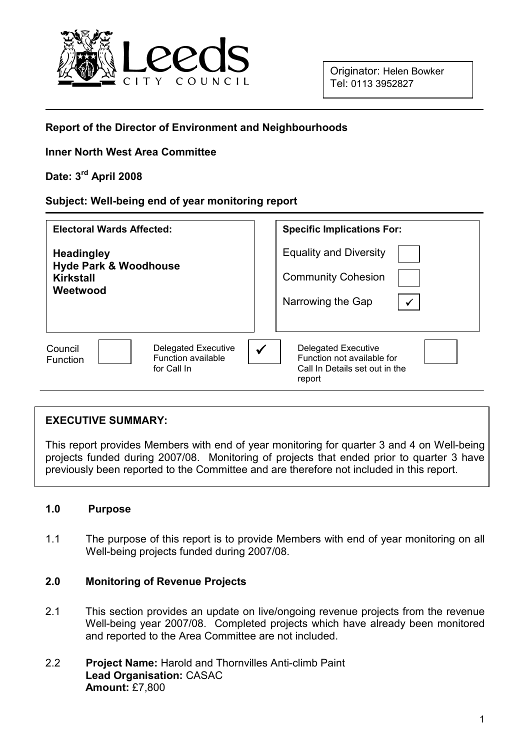Originator: Helen Bowker
Tel: 0113 3952827

**Report of the Director of Environment and Neighbourhoods**

**Inner North West Area Committee**

**Date: 3rd April 2008**

**Subject: Well-being end of year monitoring report**

| **Electoral Wards Affected:** | **Specific Implications For:** | |
|---|---|---|
| **Headingley** | Equality and Diversity | ☐ |
| **Hyde Park & Woodhouse** | Community Cohesion | ☐ |
| **Kirkstall** | Narrowing the Gap | ✓ |
| **Weetwood** | | |

| Council Function | ☐ | Delegated Executive Function available for Call In | ✓ | Delegated Executive Function not available for Call In Details set out in the report | ☐ |
|---|---|---|---|---|---|

**EXECUTIVE SUMMARY:**

This report provides Members with end of year monitoring for quarter 3 and 4 on Well-being projects funded during 2007/08. Monitoring of projects that ended prior to quarter 3 have previously been reported to the Committee and are therefore not included in this report.

## 1.0 Purpose

1.1 The purpose of this report is to provide Members with end of year monitoring on all Well-being projects funded during 2007/08.

## 2.0 Monitoring of Revenue Projects

2.1 This section provides an update on live/ongoing revenue projects from the revenue Well-being year 2007/08. Completed projects which have already been monitored and reported to the Area Committee are not included.

2.2 **Project Name:** Harold and Thornvilles Anti-climb Paint
**Lead Organisation:** CASAC
**Amount:** £7,800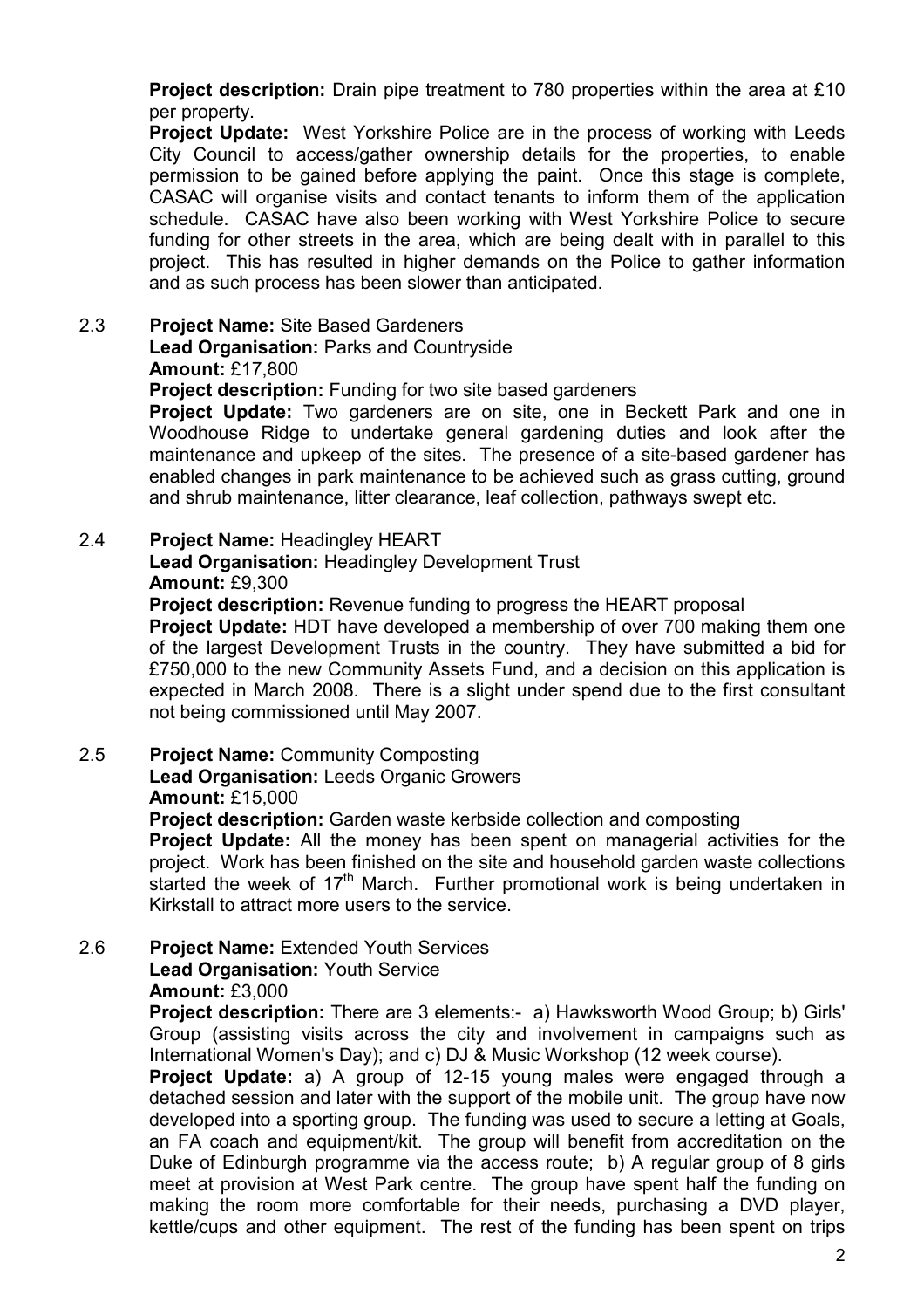**Project description:** Drain pipe treatment to 780 properties within the area at £10 per property.

**Project Update:** West Yorkshire Police are in the process of working with Leeds City Council to access/gather ownership details for the properties, to enable permission to be gained before applying the paint. Once this stage is complete, CASAC will organise visits and contact tenants to inform them of the application schedule. CASAC have also been working with West Yorkshire Police to secure funding for other streets in the area, which are being dealt with in parallel to this project. This has resulted in higher demands on the Police to gather information and as such process has been slower than anticipated.

2.3 **Project Name:** Site Based Gardeners
**Lead Organisation:** Parks and Countryside
**Amount:** £17,800
**Project description:** Funding for two site based gardeners
**Project Update:** Two gardeners are on site, one in Beckett Park and one in Woodhouse Ridge to undertake general gardening duties and look after the maintenance and upkeep of the sites. The presence of a site-based gardener has enabled changes in park maintenance to be achieved such as grass cutting, ground and shrub maintenance, litter clearance, leaf collection, pathways swept etc.

2.4 **Project Name:** Headingley HEART
**Lead Organisation:** Headingley Development Trust
**Amount:** £9,300
**Project description:** Revenue funding to progress the HEART proposal
**Project Update:** HDT have developed a membership of over 700 making them one of the largest Development Trusts in the country. They have submitted a bid for £750,000 to the new Community Assets Fund, and a decision on this application is expected in March 2008. There is a slight under spend due to the first consultant not being commissioned until May 2007.

2.5 **Project Name:** Community Composting
**Lead Organisation:** Leeds Organic Growers
**Amount:** £15,000
**Project description:** Garden waste kerbside collection and composting
**Project Update:** All the money has been spent on managerial activities for the project. Work has been finished on the site and household garden waste collections started the week of 17th March. Further promotional work is being undertaken in Kirkstall to attract more users to the service.

2.6 **Project Name:** Extended Youth Services
**Lead Organisation:** Youth Service
**Amount:** £3,000
**Project description:** There are 3 elements:- a) Hawksworth Wood Group; b) Girls' Group (assisting visits across the city and involvement in campaigns such as International Women's Day); and c) DJ & Music Workshop (12 week course).
**Project Update:** a) A group of 12-15 young males were engaged through a detached session and later with the support of the mobile unit. The group have now developed into a sporting group. The funding was used to secure a letting at Goals, an FA coach and equipment/kit. The group will benefit from accreditation on the Duke of Edinburgh programme via the access route; b) A regular group of 8 girls meet at provision at West Park centre. The group have spent half the funding on making the room more comfortable for their needs, purchasing a DVD player, kettle/cups and other equipment. The rest of the funding has been spent on trips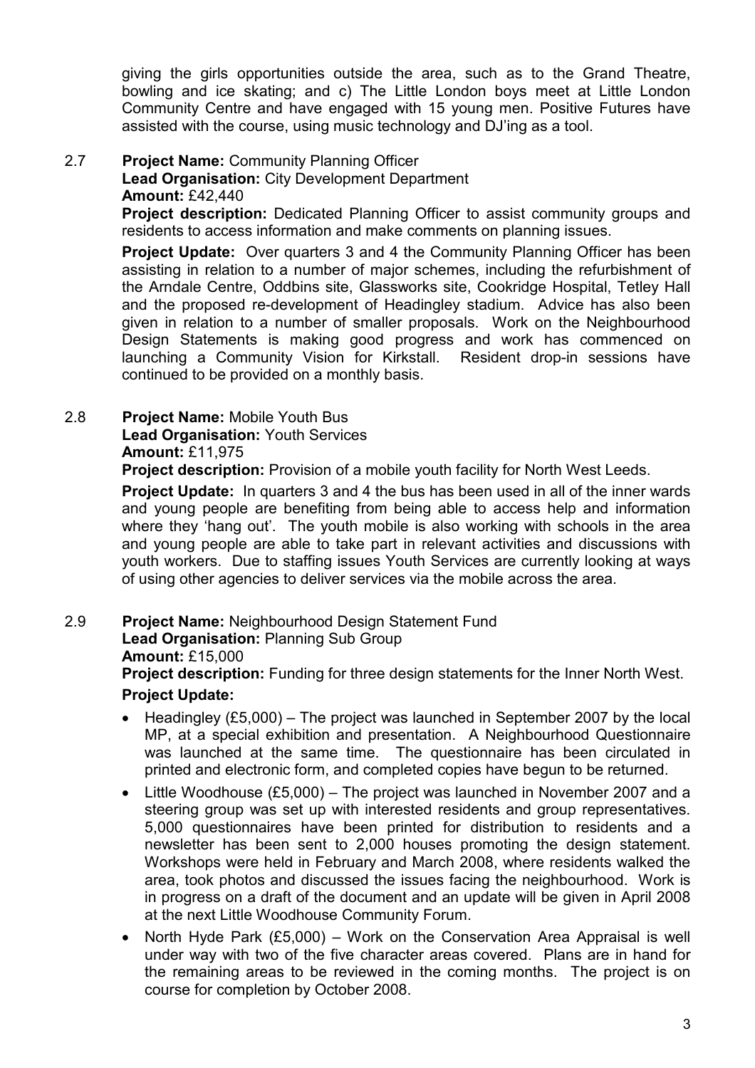giving the girls opportunities outside the area, such as to the Grand Theatre, bowling and ice skating; and c) The Little London boys meet at Little London Community Centre and have engaged with 15 young men. Positive Futures have assisted with the course, using music technology and DJ'ing as a tool.

2.7 **Project Name:** Community Planning Officer
**Lead Organisation:** City Development Department
**Amount:** £42,440
**Project description:** Dedicated Planning Officer to assist community groups and residents to access information and make comments on planning issues.

**Project Update:** Over quarters 3 and 4 the Community Planning Officer has been assisting in relation to a number of major schemes, including the refurbishment of the Arndale Centre, Oddbins site, Glassworks site, Cookridge Hospital, Tetley Hall and the proposed re-development of Headingley stadium. Advice has also been given in relation to a number of smaller proposals. Work on the Neighbourhood Design Statements is making good progress and work has commenced on launching a Community Vision for Kirkstall. Resident drop-in sessions have continued to be provided on a monthly basis.

2.8 **Project Name:** Mobile Youth Bus
**Lead Organisation:** Youth Services
**Amount:** £11,975
**Project description:** Provision of a mobile youth facility for North West Leeds.

**Project Update:** In quarters 3 and 4 the bus has been used in all of the inner wards and young people are benefiting from being able to access help and information where they 'hang out'. The youth mobile is also working with schools in the area and young people are able to take part in relevant activities and discussions with youth workers. Due to staffing issues Youth Services are currently looking at ways of using other agencies to deliver services via the mobile across the area.

2.9 **Project Name:** Neighbourhood Design Statement Fund
**Lead Organisation:** Planning Sub Group
**Amount:** £15,000
**Project description:** Funding for three design statements for the Inner North West.

**Project Update:**

- Headingley (£5,000) – The project was launched in September 2007 by the local MP, at a special exhibition and presentation. A Neighbourhood Questionnaire was launched at the same time. The questionnaire has been circulated in printed and electronic form, and completed copies have begun to be returned.
- Little Woodhouse (£5,000) – The project was launched in November 2007 and a steering group was set up with interested residents and group representatives. 5,000 questionnaires have been printed for distribution to residents and a newsletter has been sent to 2,000 houses promoting the design statement. Workshops were held in February and March 2008, where residents walked the area, took photos and discussed the issues facing the neighbourhood. Work is in progress on a draft of the document and an update will be given in April 2008 at the next Little Woodhouse Community Forum.
- North Hyde Park (£5,000) – Work on the Conservation Area Appraisal is well under way with two of the five character areas covered. Plans are in hand for the remaining areas to be reviewed in the coming months. The project is on course for completion by October 2008.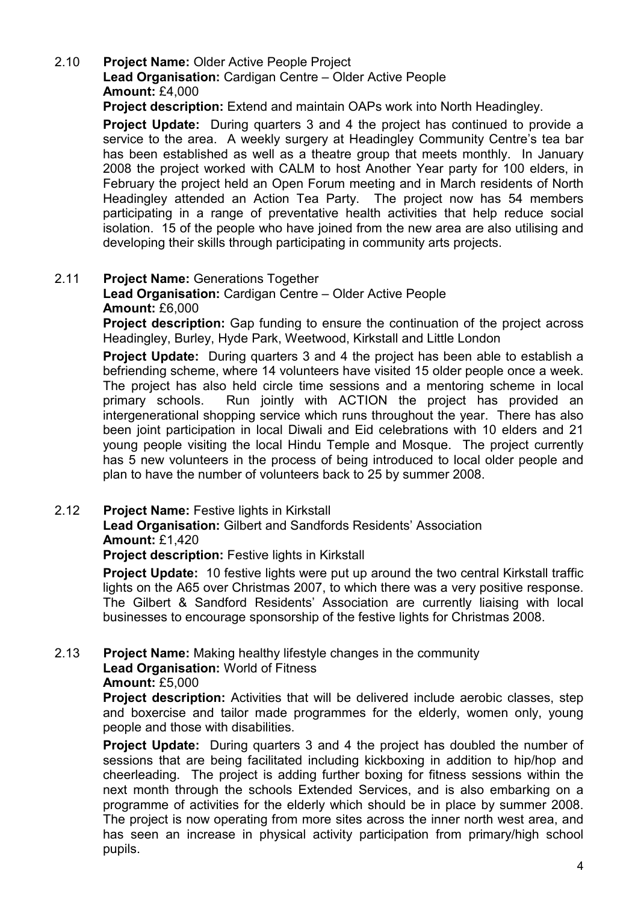2.10 **Project Name:** Older Active People Project
**Lead Organisation:** Cardigan Centre – Older Active People
**Amount:** £4,000
**Project description:** Extend and maintain OAPs work into North Headingley.

**Project Update:** During quarters 3 and 4 the project has continued to provide a service to the area. A weekly surgery at Headingley Community Centre's tea bar has been established as well as a theatre group that meets monthly. In January 2008 the project worked with CALM to host Another Year party for 100 elders, in February the project held an Open Forum meeting and in March residents of North Headingley attended an Action Tea Party. The project now has 54 members participating in a range of preventative health activities that help reduce social isolation. 15 of the people who have joined from the new area are also utilising and developing their skills through participating in community arts projects.

2.11 **Project Name:** Generations Together
**Lead Organisation:** Cardigan Centre – Older Active People
**Amount:** £6,000
**Project description:** Gap funding to ensure the continuation of the project across Headingley, Burley, Hyde Park, Weetwood, Kirkstall and Little London

**Project Update:** During quarters 3 and 4 the project has been able to establish a befriending scheme, where 14 volunteers have visited 15 older people once a week. The project has also held circle time sessions and a mentoring scheme in local primary schools. Run jointly with ACTION the project has provided an intergenerational shopping service which runs throughout the year. There has also been joint participation in local Diwali and Eid celebrations with 10 elders and 21 young people visiting the local Hindu Temple and Mosque. The project currently has 5 new volunteers in the process of being introduced to local older people and plan to have the number of volunteers back to 25 by summer 2008.

2.12 **Project Name:** Festive lights in Kirkstall
**Lead Organisation:** Gilbert and Sandfords Residents' Association
**Amount:** £1,420
**Project description:** Festive lights in Kirkstall

**Project Update:** 10 festive lights were put up around the two central Kirkstall traffic lights on the A65 over Christmas 2007, to which there was a very positive response. The Gilbert & Sandford Residents' Association are currently liaising with local businesses to encourage sponsorship of the festive lights for Christmas 2008.

2.13 **Project Name:** Making healthy lifestyle changes in the community
**Lead Organisation:** World of Fitness
**Amount:** £5,000
**Project description:** Activities that will be delivered include aerobic classes, step and boxercise and tailor made programmes for the elderly, women only, young people and those with disabilities.

**Project Update:** During quarters 3 and 4 the project has doubled the number of sessions that are being facilitated including kickboxing in addition to hip/hop and cheerleading. The project is adding further boxing for fitness sessions within the next month through the schools Extended Services, and is also embarking on a programme of activities for the elderly which should be in place by summer 2008. The project is now operating from more sites across the inner north west area, and has seen an increase in physical activity participation from primary/high school pupils.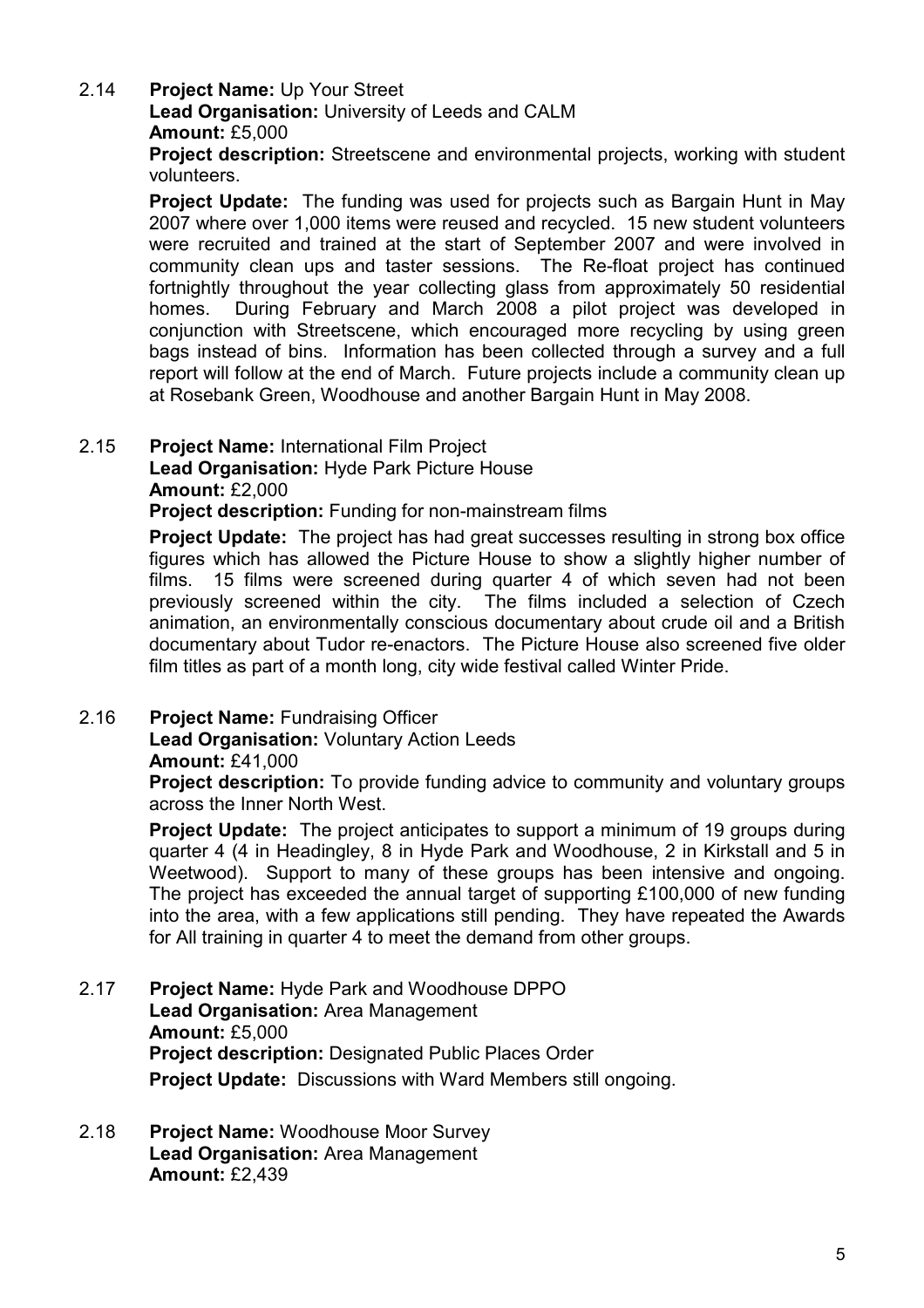2.14 **Project Name:** Up Your Street
**Lead Organisation:** University of Leeds and CALM
**Amount:** £5,000
**Project description:** Streetscene and environmental projects, working with student volunteers.

**Project Update:** The funding was used for projects such as Bargain Hunt in May 2007 where over 1,000 items were reused and recycled. 15 new student volunteers were recruited and trained at the start of September 2007 and were involved in community clean ups and taster sessions. The Re-float project has continued fortnightly throughout the year collecting glass from approximately 50 residential homes. During February and March 2008 a pilot project was developed in conjunction with Streetscene, which encouraged more recycling by using green bags instead of bins. Information has been collected through a survey and a full report will follow at the end of March. Future projects include a community clean up at Rosebank Green, Woodhouse and another Bargain Hunt in May 2008.

2.15 **Project Name:** International Film Project
**Lead Organisation:** Hyde Park Picture House
**Amount:** £2,000
**Project description:** Funding for non-mainstream films

**Project Update:** The project has had great successes resulting in strong box office figures which has allowed the Picture House to show a slightly higher number of films. 15 films were screened during quarter 4 of which seven had not been previously screened within the city. The films included a selection of Czech animation, an environmentally conscious documentary about crude oil and a British documentary about Tudor re-enactors. The Picture House also screened five older film titles as part of a month long, city wide festival called Winter Pride.

2.16 **Project Name:** Fundraising Officer
**Lead Organisation:** Voluntary Action Leeds
**Amount:** £41,000
**Project description:** To provide funding advice to community and voluntary groups across the Inner North West.

**Project Update:** The project anticipates to support a minimum of 19 groups during quarter 4 (4 in Headingley, 8 in Hyde Park and Woodhouse, 2 in Kirkstall and 5 in Weetwood). Support to many of these groups has been intensive and ongoing. The project has exceeded the annual target of supporting £100,000 of new funding into the area, with a few applications still pending. They have repeated the Awards for All training in quarter 4 to meet the demand from other groups.

2.17 **Project Name:** Hyde Park and Woodhouse DPPO
**Lead Organisation:** Area Management
**Amount:** £5,000
**Project description:** Designated Public Places Order
**Project Update:** Discussions with Ward Members still ongoing.

2.18 **Project Name:** Woodhouse Moor Survey
**Lead Organisation:** Area Management
**Amount:** £2,439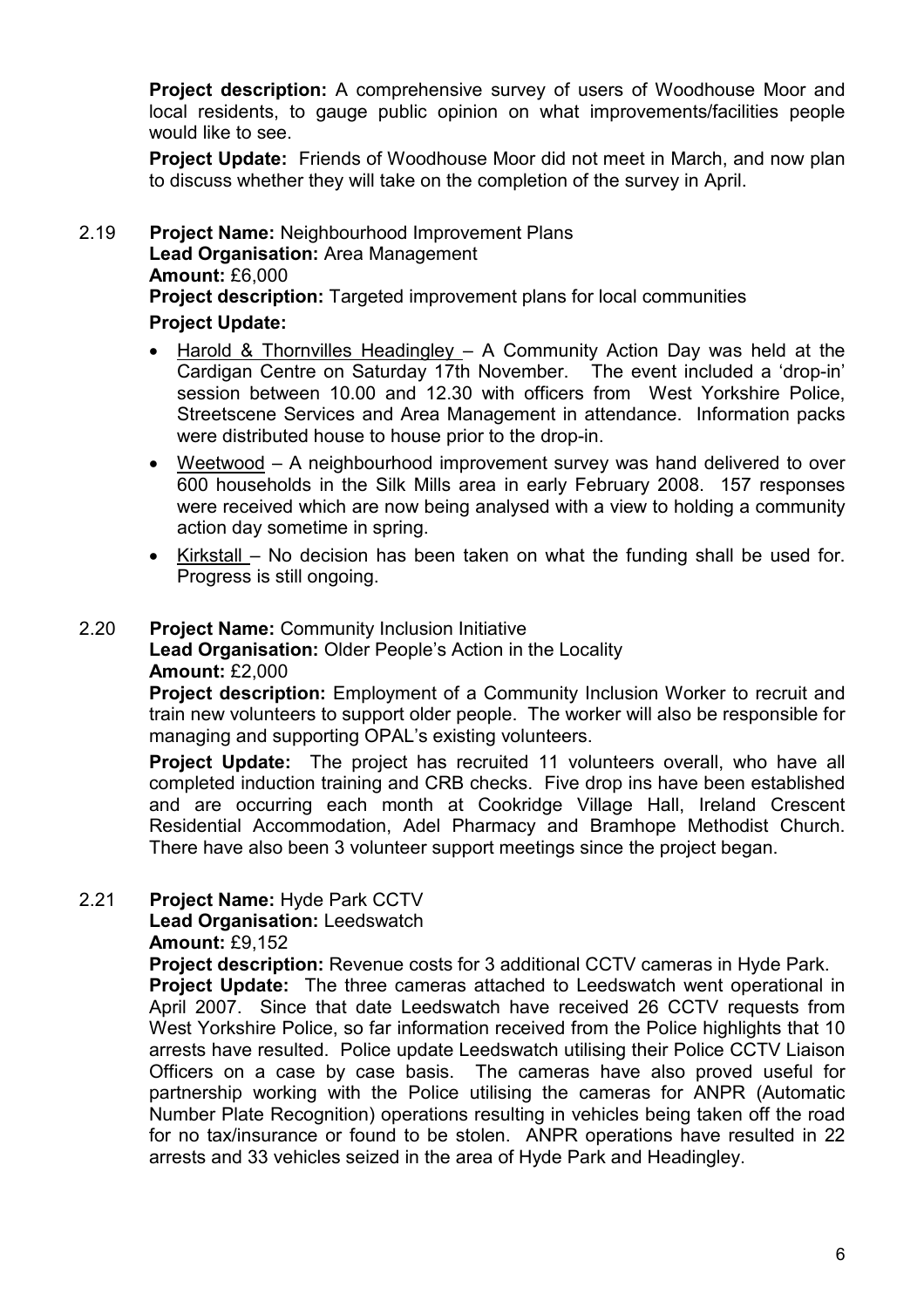**Project description:** A comprehensive survey of users of Woodhouse Moor and local residents, to gauge public opinion on what improvements/facilities people would like to see.

**Project Update:** Friends of Woodhouse Moor did not meet in March, and now plan to discuss whether they will take on the completion of the survey in April.

2.19 **Project Name:** Neighbourhood Improvement Plans
**Lead Organisation:** Area Management
**Amount:** £6,000
**Project description:** Targeted improvement plans for local communities
**Project Update:**

- Harold & Thornvilles Headingley – A Community Action Day was held at the Cardigan Centre on Saturday 17th November. The event included a 'drop-in' session between 10.00 and 12.30 with officers from West Yorkshire Police, Streetscene Services and Area Management in attendance. Information packs were distributed house to house prior to the drop-in.
- Weetwood – A neighbourhood improvement survey was hand delivered to over 600 households in the Silk Mills area in early February 2008. 157 responses were received which are now being analysed with a view to holding a community action day sometime in spring.
- Kirkstall – No decision has been taken on what the funding shall be used for. Progress is still ongoing.

2.20 **Project Name:** Community Inclusion Initiative
**Lead Organisation:** Older People's Action in the Locality
**Amount:** £2,000
**Project description:** Employment of a Community Inclusion Worker to recruit and train new volunteers to support older people. The worker will also be responsible for managing and supporting OPAL's existing volunteers.

**Project Update:** The project has recruited 11 volunteers overall, who have all completed induction training and CRB checks. Five drop ins have been established and are occurring each month at Cookridge Village Hall, Ireland Crescent Residential Accommodation, Adel Pharmacy and Bramhope Methodist Church. There have also been 3 volunteer support meetings since the project began.

2.21 **Project Name:** Hyde Park CCTV
**Lead Organisation:** Leedswatch
**Amount:** £9,152
**Project description:** Revenue costs for 3 additional CCTV cameras in Hyde Park.
**Project Update:** The three cameras attached to Leedswatch went operational in April 2007. Since that date Leedswatch have received 26 CCTV requests from West Yorkshire Police, so far information received from the Police highlights that 10 arrests have resulted. Police update Leedswatch utilising their Police CCTV Liaison Officers on a case by case basis. The cameras have also proved useful for partnership working with the Police utilising the cameras for ANPR (Automatic Number Plate Recognition) operations resulting in vehicles being taken off the road for no tax/insurance or found to be stolen. ANPR operations have resulted in 22 arrests and 33 vehicles seized in the area of Hyde Park and Headingley.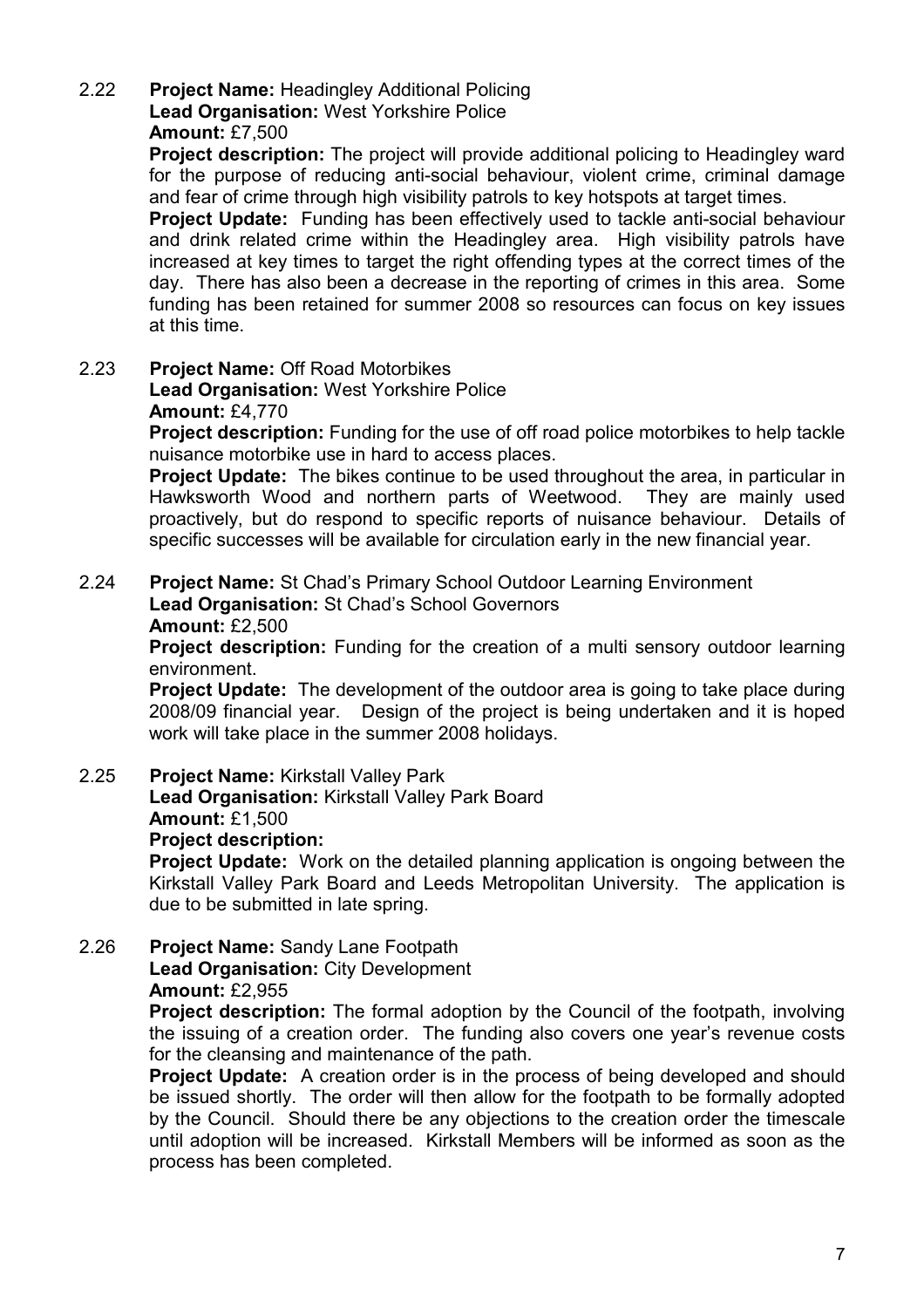2.22 **Project Name:** Headingley Additional Policing
**Lead Organisation:** West Yorkshire Police
**Amount:** £7,500
**Project description:** The project will provide additional policing to Headingley ward for the purpose of reducing anti-social behaviour, violent crime, criminal damage and fear of crime through high visibility patrols to key hotspots at target times.
**Project Update:** Funding has been effectively used to tackle anti-social behaviour and drink related crime within the Headingley area. High visibility patrols have increased at key times to target the right offending types at the correct times of the day. There has also been a decrease in the reporting of crimes in this area. Some funding has been retained for summer 2008 so resources can focus on key issues at this time.

2.23 **Project Name:** Off Road Motorbikes
**Lead Organisation:** West Yorkshire Police
**Amount:** £4,770
**Project description:** Funding for the use of off road police motorbikes to help tackle nuisance motorbike use in hard to access places.
**Project Update:** The bikes continue to be used throughout the area, in particular in Hawksworth Wood and northern parts of Weetwood. They are mainly used proactively, but do respond to specific reports of nuisance behaviour. Details of specific successes will be available for circulation early in the new financial year.

2.24 **Project Name:** St Chad's Primary School Outdoor Learning Environment
**Lead Organisation:** St Chad's School Governors
**Amount:** £2,500
**Project description:** Funding for the creation of a multi sensory outdoor learning environment.
**Project Update:** The development of the outdoor area is going to take place during 2008/09 financial year. Design of the project is being undertaken and it is hoped work will take place in the summer 2008 holidays.

2.25 **Project Name:** Kirkstall Valley Park
**Lead Organisation:** Kirkstall Valley Park Board
**Amount:** £1,500
**Project description:**
**Project Update:** Work on the detailed planning application is ongoing between the Kirkstall Valley Park Board and Leeds Metropolitan University. The application is due to be submitted in late spring.

2.26 **Project Name:** Sandy Lane Footpath
**Lead Organisation:** City Development
**Amount:** £2,955
**Project description:** The formal adoption by the Council of the footpath, involving the issuing of a creation order. The funding also covers one year's revenue costs for the cleansing and maintenance of the path.
**Project Update:** A creation order is in the process of being developed and should be issued shortly. The order will then allow for the footpath to be formally adopted by the Council. Should there be any objections to the creation order the timescale until adoption will be increased. Kirkstall Members will be informed as soon as the process has been completed.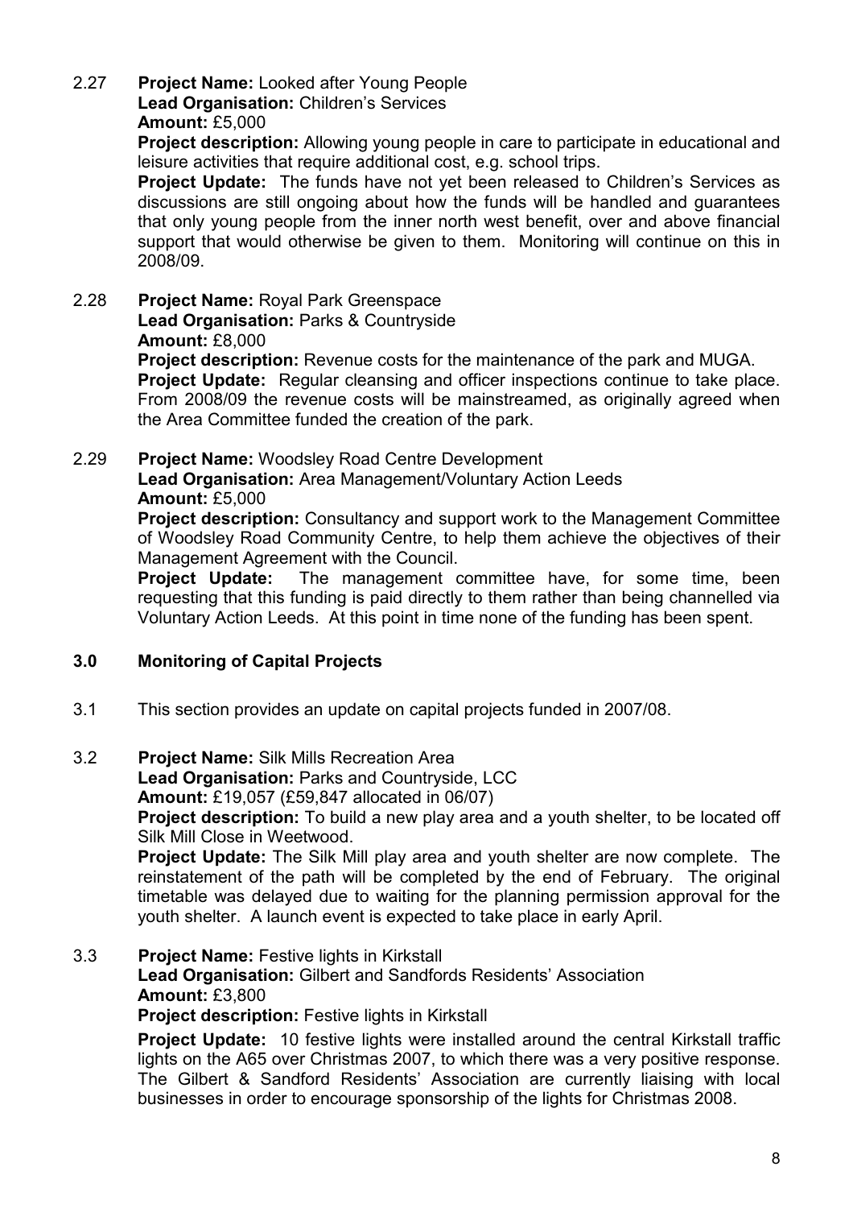2.27 **Project Name:** Looked after Young People
**Lead Organisation:** Children's Services
**Amount:** £5,000
**Project description:** Allowing young people in care to participate in educational and leisure activities that require additional cost, e.g. school trips.
**Project Update:** The funds have not yet been released to Children's Services as discussions are still ongoing about how the funds will be handled and guarantees that only young people from the inner north west benefit, over and above financial support that would otherwise be given to them. Monitoring will continue on this in 2008/09.

2.28 **Project Name:** Royal Park Greenspace
**Lead Organisation:** Parks & Countryside
**Amount:** £8,000
**Project description:** Revenue costs for the maintenance of the park and MUGA.
**Project Update:** Regular cleansing and officer inspections continue to take place. From 2008/09 the revenue costs will be mainstreamed, as originally agreed when the Area Committee funded the creation of the park.

2.29 **Project Name:** Woodsley Road Centre Development
**Lead Organisation:** Area Management/Voluntary Action Leeds
**Amount:** £5,000
**Project description:** Consultancy and support work to the Management Committee of Woodsley Road Community Centre, to help them achieve the objectives of their Management Agreement with the Council.
**Project Update:** The management committee have, for some time, been requesting that this funding is paid directly to them rather than being channelled via Voluntary Action Leeds. At this point in time none of the funding has been spent.

## 3.0 Monitoring of Capital Projects

3.1 This section provides an update on capital projects funded in 2007/08.

3.2 **Project Name:** Silk Mills Recreation Area
**Lead Organisation:** Parks and Countryside, LCC
**Amount:** £19,057 (£59,847 allocated in 06/07)
**Project description:** To build a new play area and a youth shelter, to be located off Silk Mill Close in Weetwood.
**Project Update:** The Silk Mill play area and youth shelter are now complete. The reinstatement of the path will be completed by the end of February. The original timetable was delayed due to waiting for the planning permission approval for the youth shelter. A launch event is expected to take place in early April.

3.3 **Project Name:** Festive lights in Kirkstall
**Lead Organisation:** Gilbert and Sandfords Residents' Association
**Amount:** £3,800
**Project description:** Festive lights in Kirkstall
**Project Update:** 10 festive lights were installed around the central Kirkstall traffic lights on the A65 over Christmas 2007, to which there was a very positive response. The Gilbert & Sandford Residents' Association are currently liaising with local businesses in order to encourage sponsorship of the lights for Christmas 2008.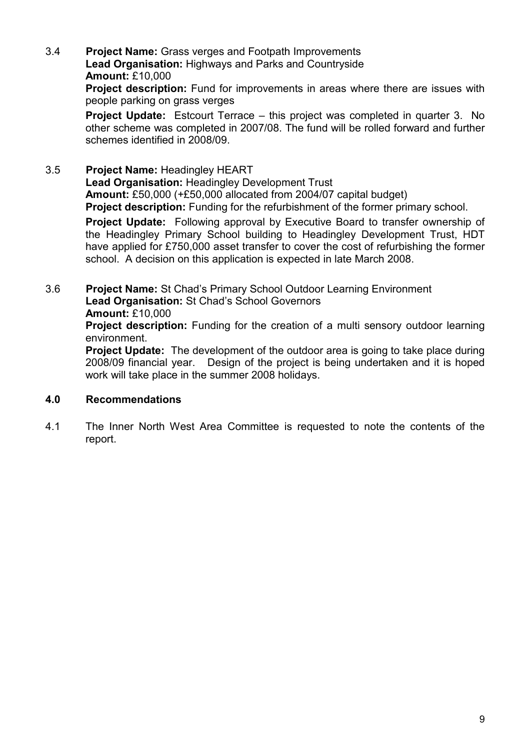3.4 **Project Name:** Grass verges and Footpath Improvements
**Lead Organisation:** Highways and Parks and Countryside
**Amount:** £10,000
**Project description:** Fund for improvements in areas where there are issues with people parking on grass verges

**Project Update:** Estcourt Terrace – this project was completed in quarter 3. No other scheme was completed in 2007/08. The fund will be rolled forward and further schemes identified in 2008/09.

3.5 **Project Name:** Headingley HEART
**Lead Organisation:** Headingley Development Trust
**Amount:** £50,000 (+£50,000 allocated from 2004/07 capital budget)
**Project description:** Funding for the refurbishment of the former primary school.

**Project Update:** Following approval by Executive Board to transfer ownership of the Headingley Primary School building to Headingley Development Trust, HDT have applied for £750,000 asset transfer to cover the cost of refurbishing the former school. A decision on this application is expected in late March 2008.

3.6 **Project Name:** St Chad's Primary School Outdoor Learning Environment
**Lead Organisation:** St Chad's School Governors
**Amount:** £10,000
**Project description:** Funding for the creation of a multi sensory outdoor learning environment.
**Project Update:** The development of the outdoor area is going to take place during 2008/09 financial year. Design of the project is being undertaken and it is hoped work will take place in the summer 2008 holidays.

## 4.0 Recommendations

4.1 The Inner North West Area Committee is requested to note the contents of the report.